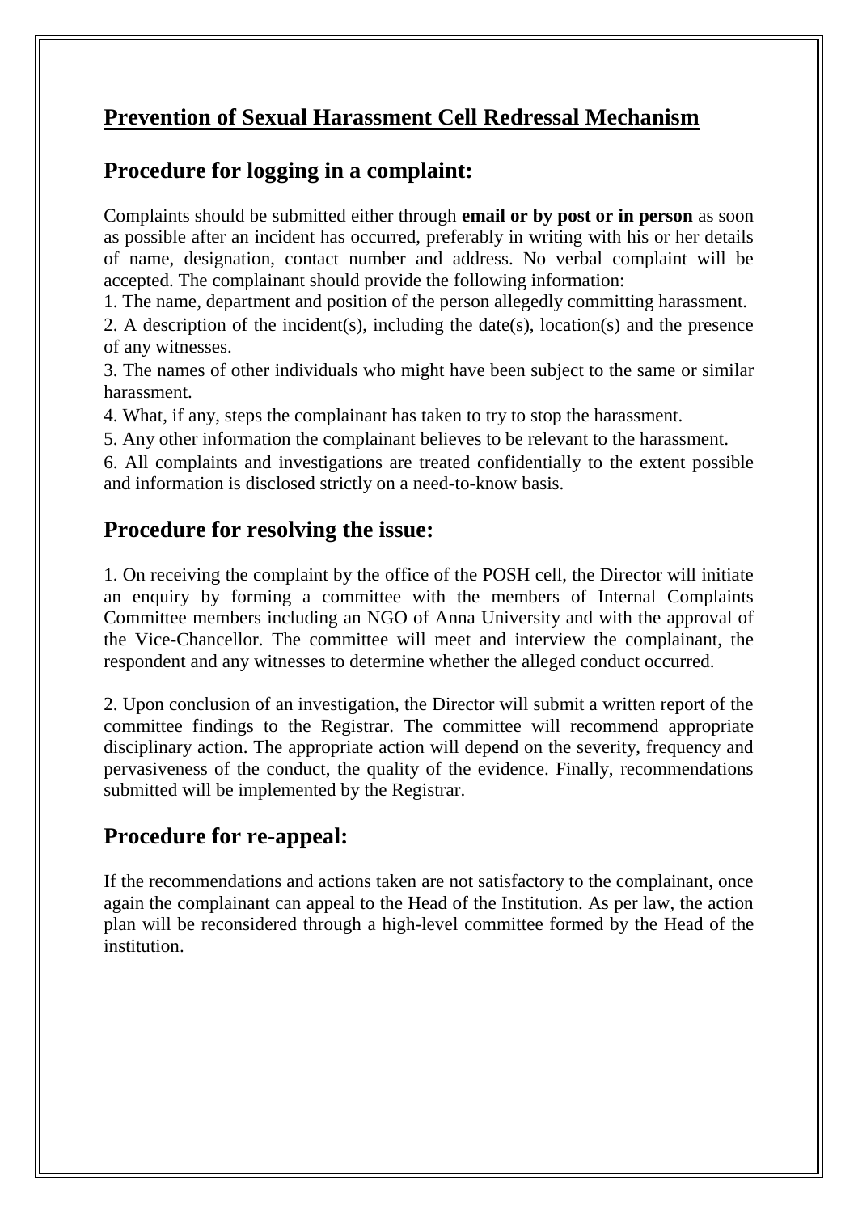# Prevention of Sexual Harassment Cell Redressal Mechanism

## Procedure for logging in a complaint:

Complaints should be submitted either through **email or by post or in person** as soon as possible after an incident has occurred, preferably in writing with his or her details of name, designation, contact number and address. No verbal complaint will be accepted. The complainant should provide the following information:

1. The name, department and position of the person allegedly committing harassment.
2. A description of the incident(s), including the date(s), location(s) and the presence of any witnesses.
3. The names of other individuals who might have been subject to the same or similar harassment.
4. What, if any, steps the complainant has taken to try to stop the harassment.
5. Any other information the complainant believes to be relevant to the harassment.
6. All complaints and investigations are treated confidentially to the extent possible and information is disclosed strictly on a need-to-know basis.

## Procedure for resolving the issue:

1. On receiving the complaint by the office of the POSH cell, the Director will initiate an enquiry by forming a committee with the members of Internal Complaints Committee members including an NGO of Anna University and with the approval of the Vice-Chancellor. The committee will meet and interview the complainant, the respondent and any witnesses to determine whether the alleged conduct occurred.

2. Upon conclusion of an investigation, the Director will submit a written report of the committee findings to the Registrar. The committee will recommend appropriate disciplinary action. The appropriate action will depend on the severity, frequency and pervasiveness of the conduct, the quality of the evidence. Finally, recommendations submitted will be implemented by the Registrar.

## Procedure for re-appeal:

If the recommendations and actions taken are not satisfactory to the complainant, once again the complainant can appeal to the Head of the Institution. As per law, the action plan will be reconsidered through a high-level committee formed by the Head of the institution.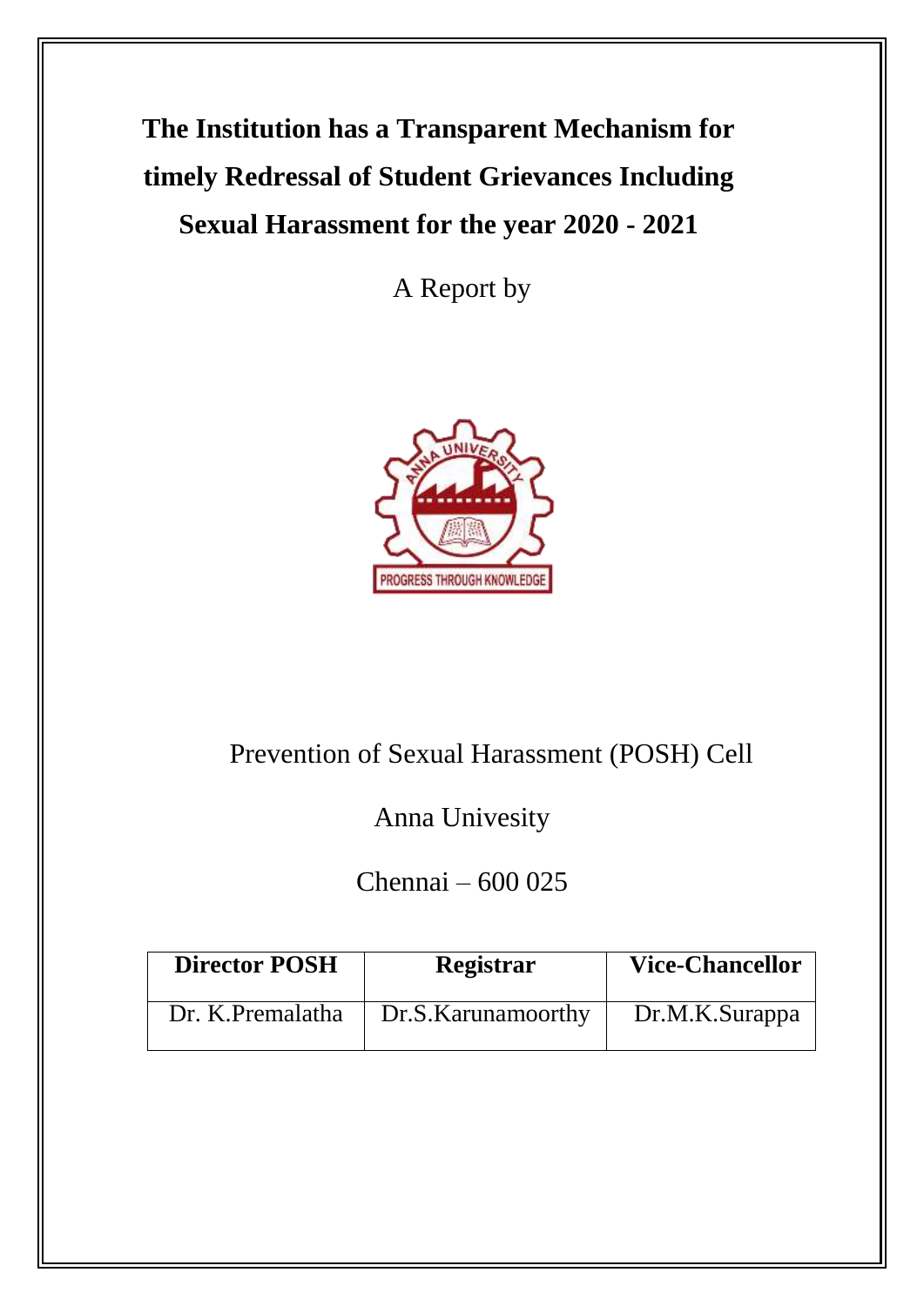# The Institution has a Transparent Mechanism for timely Redressal of Student Grievances Including Sexual Harassment for the year 2020 - 2021

A Report by

Prevention of Sexual Harassment (POSH) Cell

Anna Univesity

Chennai – 600 025

| Director POSH | Registrar | Vice-Chancellor |
|---|---|---|
| Dr. K.Premalatha | Dr.S.Karunamoorthy | Dr.M.K.Surappa |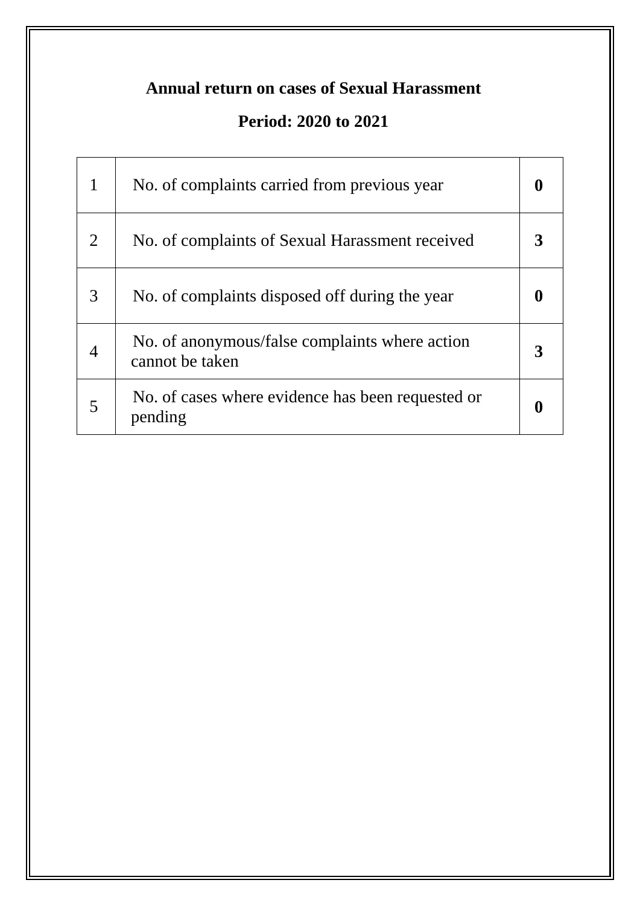**Annual return on cases of Sexual Harassment**

**Period: 2020 to 2021**

| | | |
|---|---|---|
| 1 | No. of complaints carried from previous year | **0** |
| 2 | No. of complaints of Sexual Harassment received | **3** |
| 3 | No. of complaints disposed off during the year | **0** |
| 4 | No. of anonymous/false complaints where action cannot be taken | **3** |
| 5 | No. of cases where evidence has been requested or pending | **0** |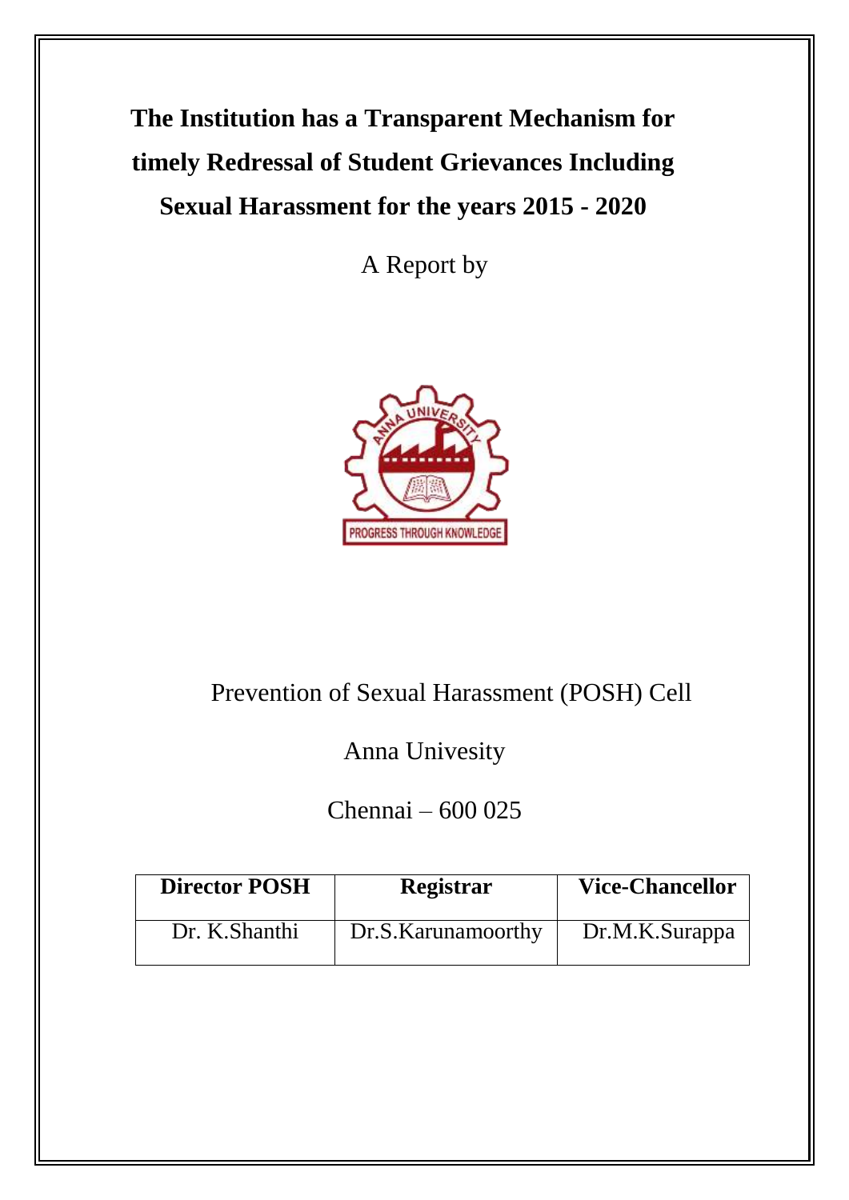# The Institution has a Transparent Mechanism for timely Redressal of Student Grievances Including Sexual Harassment for the years 2015 - 2020

A Report by

Prevention of Sexual Harassment (POSH) Cell

Anna Univesity

Chennai – 600 025

| Director POSH | Registrar | Vice-Chancellor |
|---|---|---|
| Dr. K.Shanthi | Dr.S.Karunamoorthy | Dr.M.K.Surappa |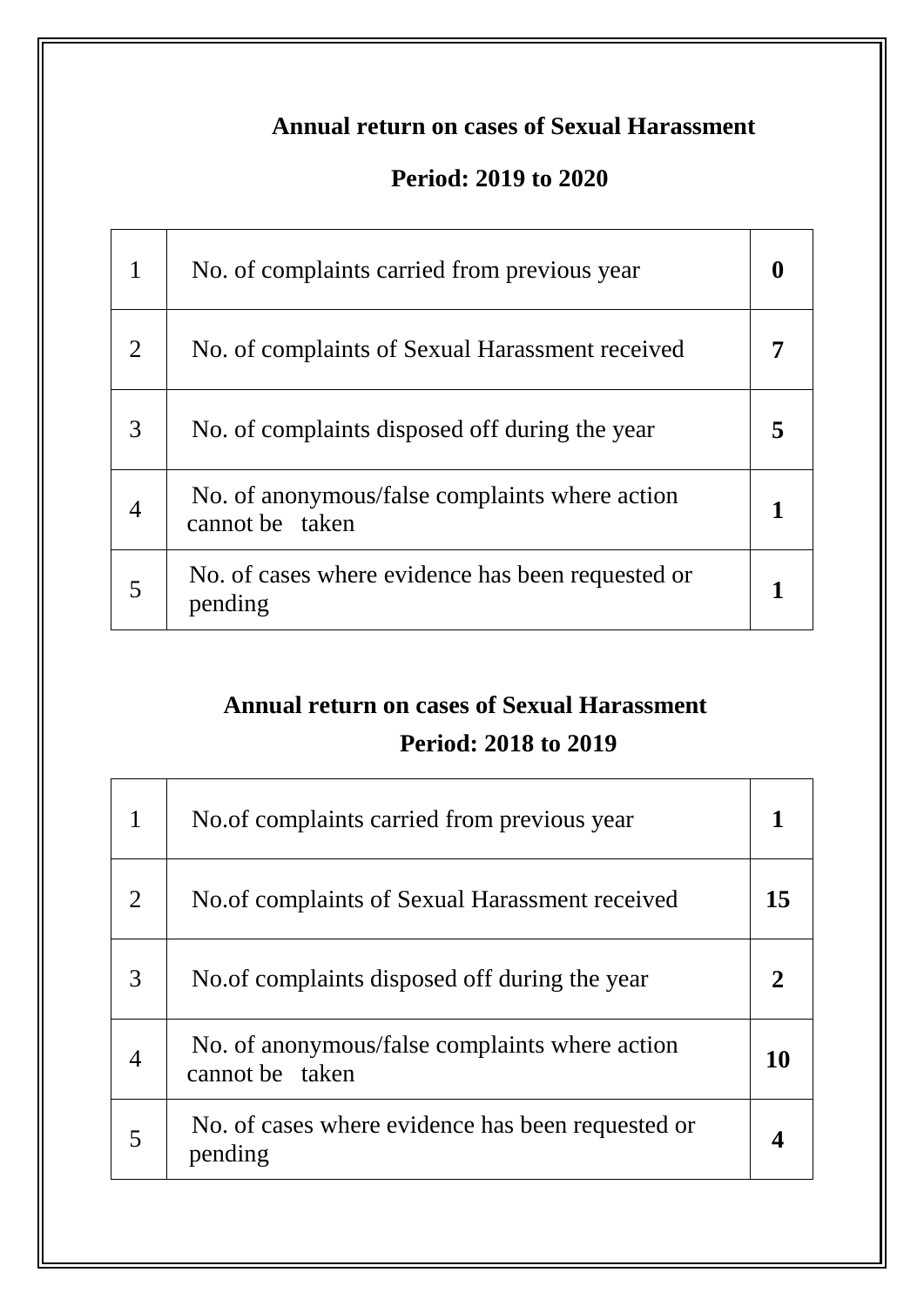## Annual return on cases of Sexual Harassment

### Period: 2019 to 2020

| | | |
|---|---|---|
| 1 | No. of complaints carried from previous year | **0** |
| 2 | No. of complaints of Sexual Harassment received | **7** |
| 3 | No. of complaints disposed off during the year | **5** |
| 4 | No. of anonymous/false complaints where action cannot be taken | **1** |
| 5 | No. of cases where evidence has been requested or pending | **1** |

## Annual return on cases of Sexual Harassment

### Period: 2018 to 2019

| | | |
|---|---|---|
| 1 | No.of complaints carried from previous year | **1** |
| 2 | No.of complaints of Sexual Harassment received | **15** |
| 3 | No.of complaints disposed off during the year | **2** |
| 4 | No. of anonymous/false complaints where action cannot be taken | **10** |
| 5 | No. of cases where evidence has been requested or pending | **4** |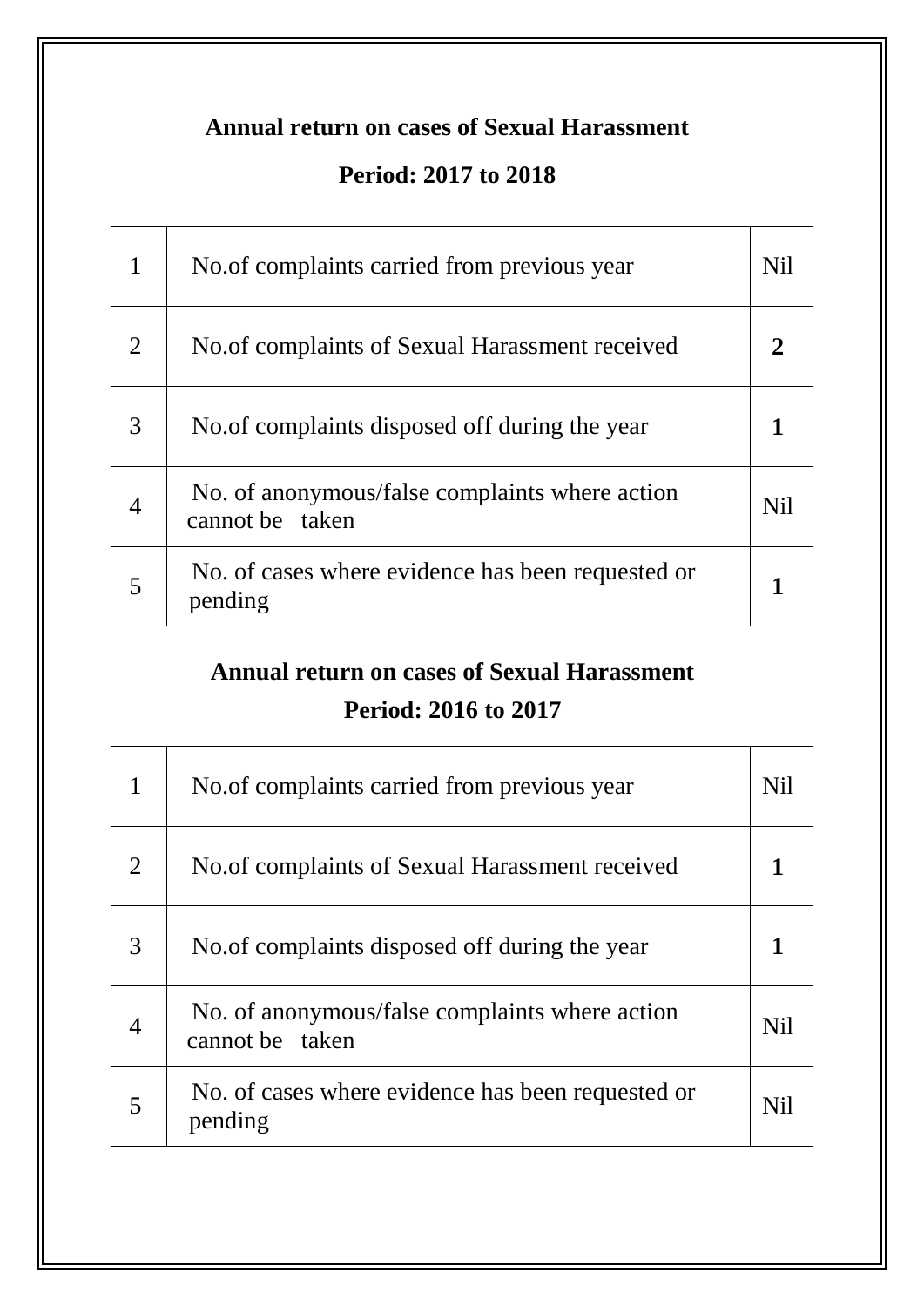## Annual return on cases of Sexual Harassment

## Period: 2017 to 2018

| | | |
|---|---|---|
| 1 | No.of complaints carried from previous year | Nil |
| 2 | No.of complaints of Sexual Harassment received | **2** |
| 3 | No.of complaints disposed off during the year | **1** |
| 4 | No. of anonymous/false complaints where action cannot be taken | Nil |
| 5 | No. of cases where evidence has been requested or pending | **1** |

## Annual return on cases of Sexual Harassment

## Period: 2016 to 2017

| | | |
|---|---|---|
| 1 | No.of complaints carried from previous year | Nil |
| 2 | No.of complaints of Sexual Harassment received | **1** |
| 3 | No.of complaints disposed off during the year | **1** |
| 4 | No. of anonymous/false complaints where action cannot be taken | Nil |
| 5 | No. of cases where evidence has been requested or pending | Nil |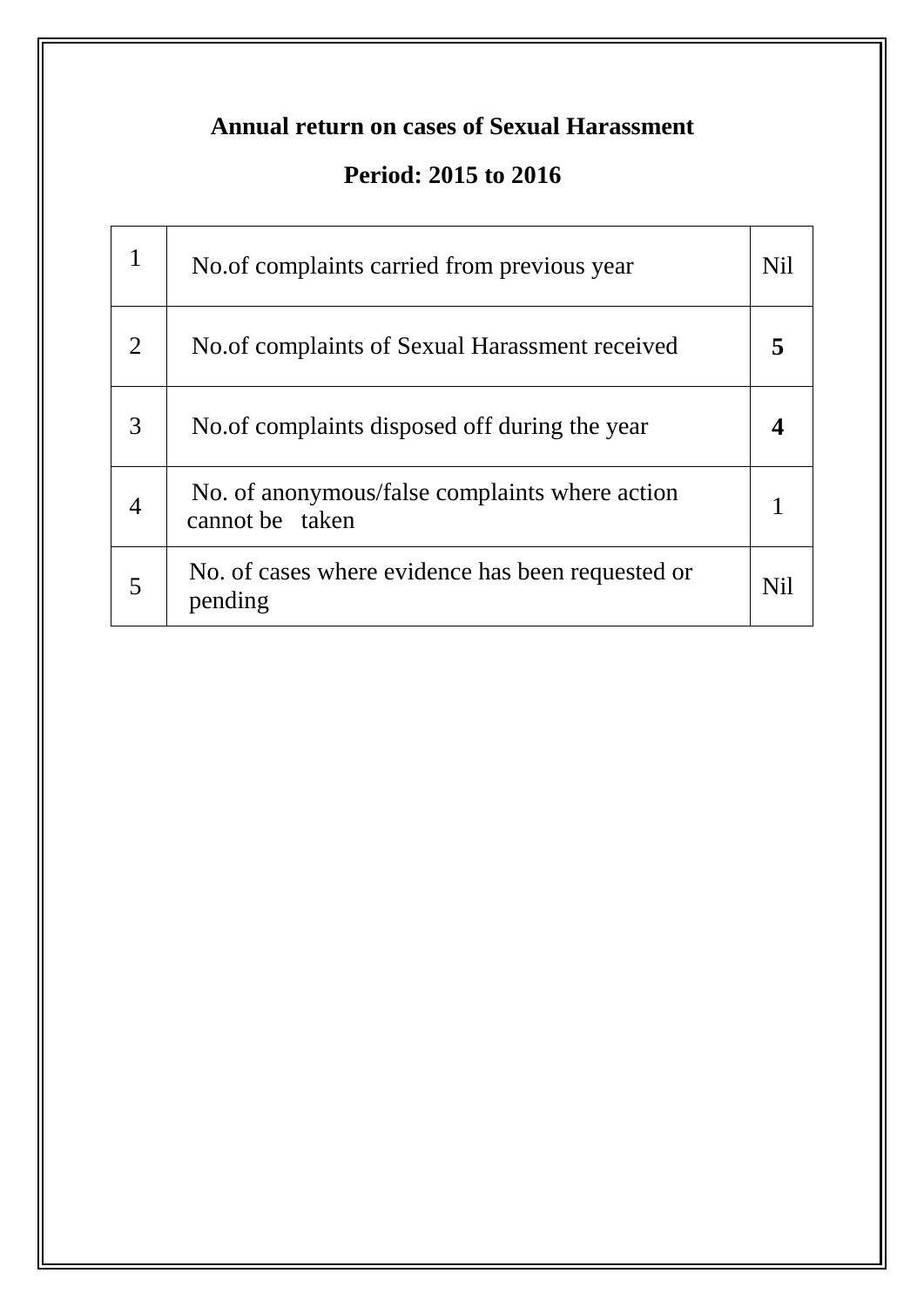**Annual return on cases of Sexual Harassment**

**Period: 2015 to 2016**

| | | |
|---|---|---|
| 1 | No.of complaints carried from previous year | Nil |
| 2 | No.of complaints of Sexual Harassment received | **5** |
| 3 | No.of complaints disposed off during the year | **4** |
| 4 | No. of anonymous/false complaints where action cannot be taken | 1 |
| 5 | No. of cases where evidence has been requested or pending | Nil |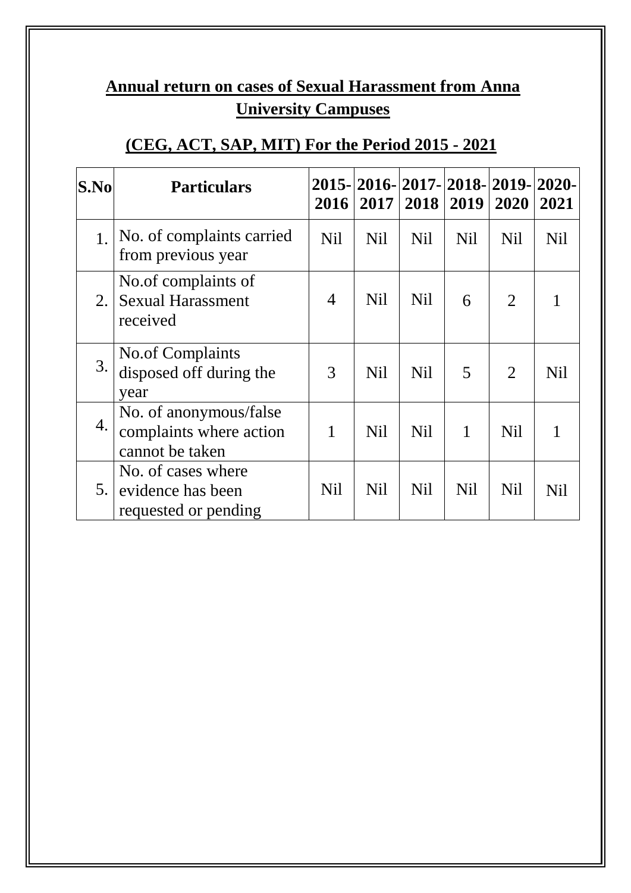## Annual return on cases of Sexual Harassment from Anna University Campuses

## (CEG, ACT, SAP, MIT) For the Period 2015 - 2021

| S.No | Particulars | 2015-2016 | 2016-2017 | 2017-2018 | 2018-2019 | 2019-2020 | 2020-2021 |
|---|---|---|---|---|---|---|---|
| 1. | No. of complaints carried from previous year | Nil | Nil | Nil | Nil | Nil | Nil |
| 2. | No.of complaints of Sexual Harassment received | 4 | Nil | Nil | 6 | 2 | 1 |
| 3. | No.of Complaints disposed off during the year | 3 | Nil | Nil | 5 | 2 | Nil |
| 4. | No. of anonymous/false complaints where action cannot be taken | 1 | Nil | Nil | 1 | Nil | 1 |
| 5. | No. of cases where evidence has been requested or pending | Nil | Nil | Nil | Nil | Nil | Nil |